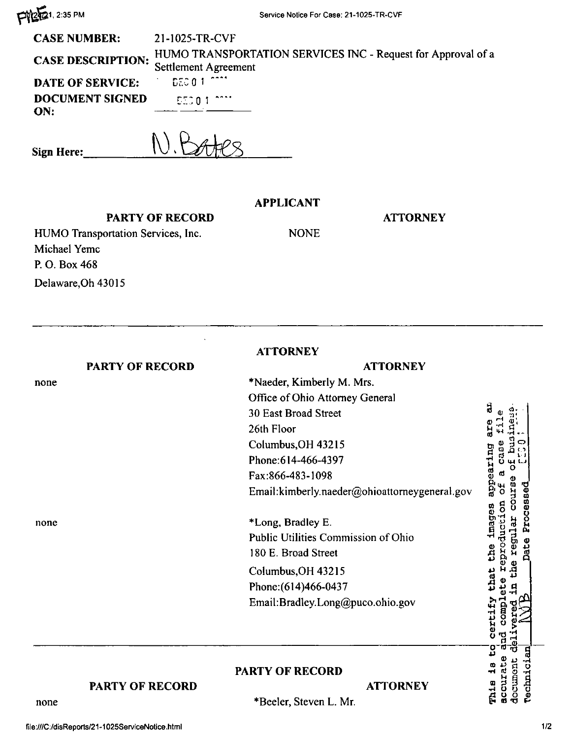**CASE NUMBER:** 21-1025-TR-CVF

**CASE DESCRIPTION:** HUMO TRANSPORTATION SERVICES INC - Request for Approval of a Settlement Agreement

**DATE OF SERVICE:** DEC 0 1 2021

**DOCUMENT SIGNED ON:** DEC 0 1 2021

**Sign Here:** N. Bates

## APPLICANT

| PARTY OF RECORD | ATTORNEY |
|---|---|
| HUMO Transportation Services, Inc.<br>Michael Yemc<br>P. O. Box 468<br>Delaware,Oh 43015 | NONE |

## ATTORNEY

| PARTY OF RECORD | ATTORNEY |
|---|---|
| none | *Naeder, Kimberly M. Mrs.<br>Office of Ohio Attorney General<br>30 East Broad Street<br>26th Floor<br>Columbus,OH 43215<br>Phone:614-466-4397<br>Fax:866-483-1098<br>Email:kimberly.naeder@ohioattorneygeneral.gov |
| none | *Long, Bradley E.<br>Public Utilities Commission of Ohio<br>180 E. Broad Street<br>Columbus,OH 43215<br>Phone:(614)466-0437<br>Email:Bradley.Long@puco.ohio.gov |

## PARTY OF RECORD

| PARTY OF RECORD | ATTORNEY |
|---|---|
| none | *Beeler, Steven L. Mr. |

This is to certify that the images appearing are an accurate and complete reproduction of a case file document delivered in the regular course of business. Technician NVB Date Processed DEC 0 1 2021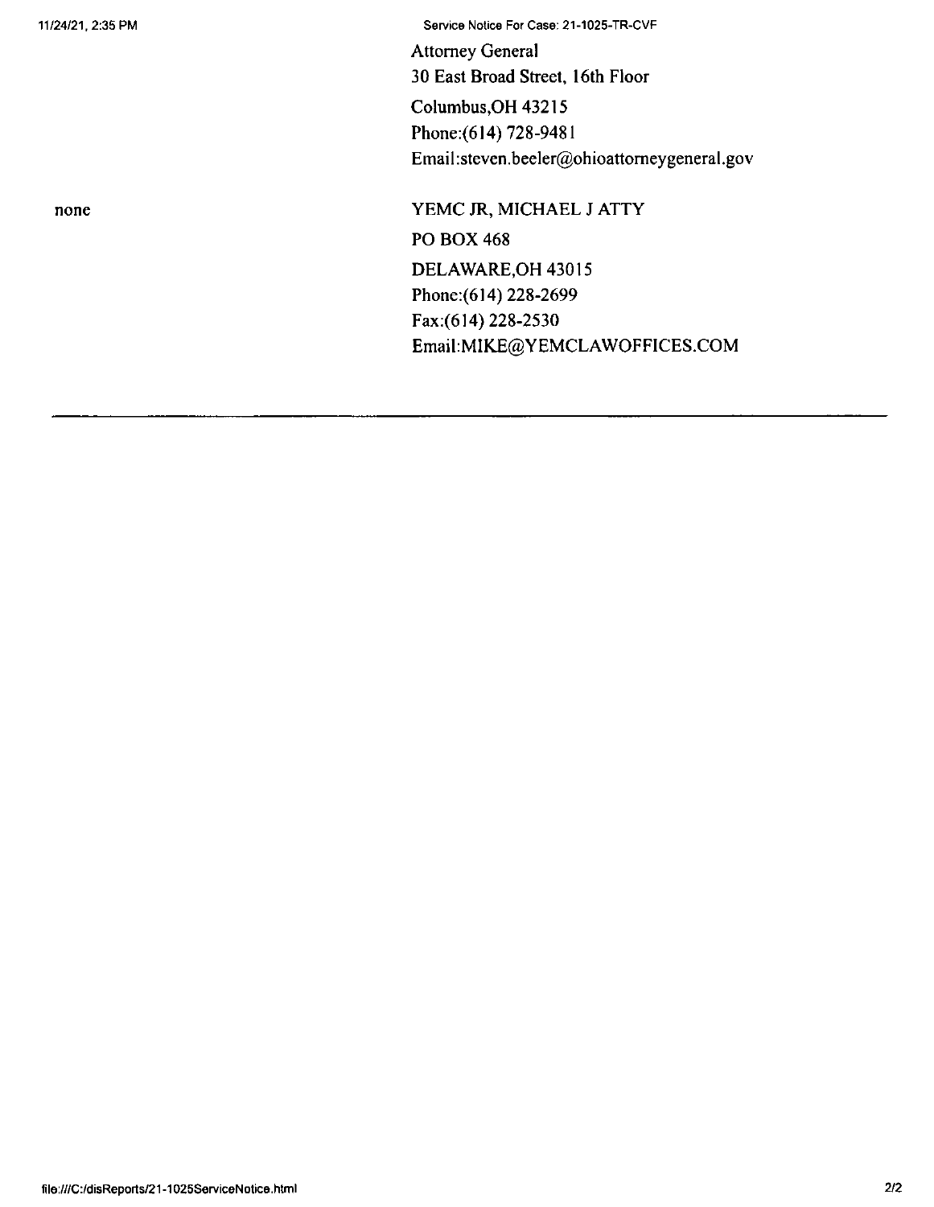Attorney General
30 East Broad Street, 16th Floor
Columbus,OH 43215
Phone:(614) 728-9481
Email:steven.beeler@ohioattorneygeneral.gov

none

YEMC JR, MICHAEL J ATTY
PO BOX 468
DELAWARE,OH 43015
Phone:(614) 228-2699
Fax:(614) 228-2530
Email:MIKE@YEMCLAWOFFICES.COM